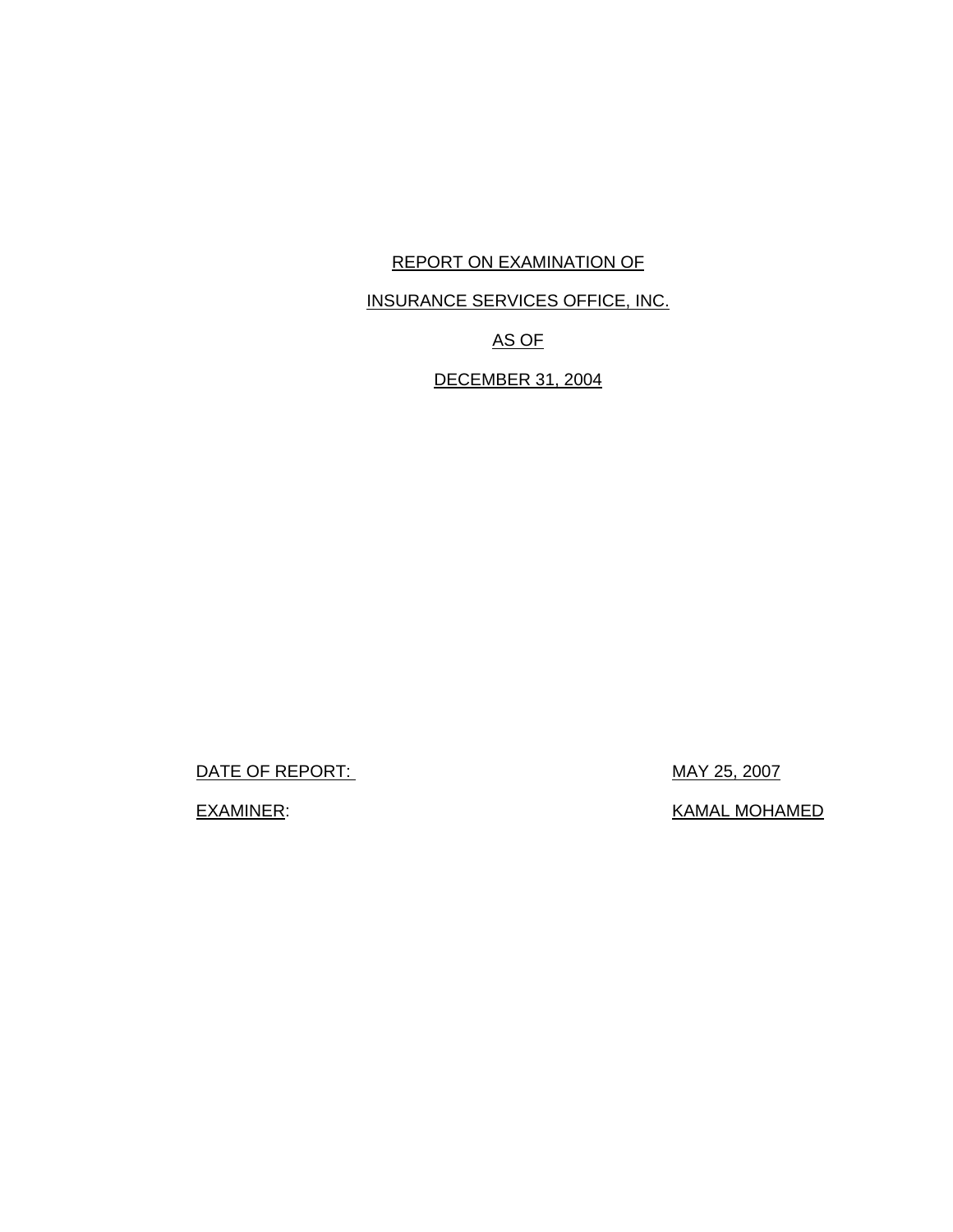# REPORT ON EXAMINATION OF

# INSURANCE SERVICES OFFICE, INC.

# AS OF

# DECEMBER 31, 2004

DATE OF REPORT: MAY 25, 2007

EXAMINER: KAMAL MOHAMED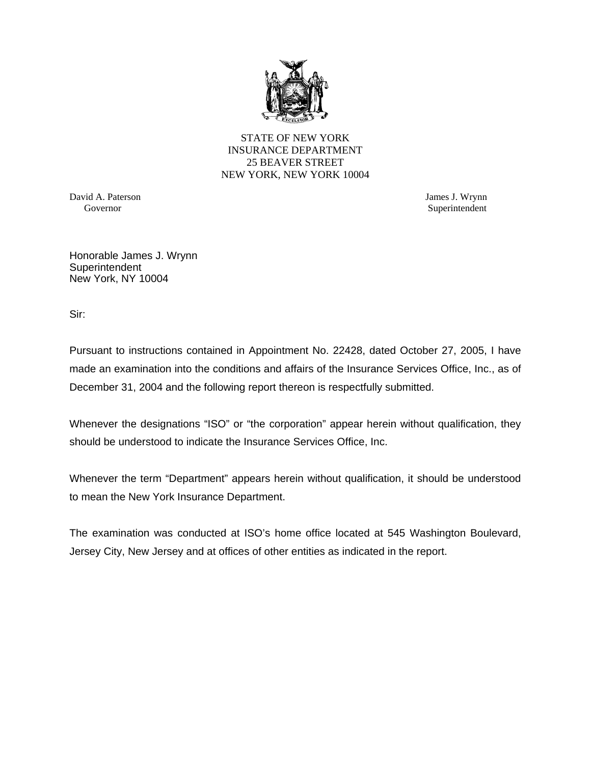STATE OF NEW YORK
INSURANCE DEPARTMENT
25 BEAVER STREET
NEW YORK, NEW YORK 10004

David A. Paterson
Governor

James J. Wrynn
Superintendent

Honorable James J. Wrynn
Superintendent
New York, NY 10004

Sir:

Pursuant to instructions contained in Appointment No. 22428, dated October 27, 2005, I have made an examination into the conditions and affairs of the Insurance Services Office, Inc., as of December 31, 2004 and the following report thereon is respectfully submitted.

Whenever the designations “ISO” or “the corporation” appear herein without qualification, they should be understood to indicate the Insurance Services Office, Inc.

Whenever the term “Department” appears herein without qualification, it should be understood to mean the New York Insurance Department.

The examination was conducted at ISO’s home office located at 545 Washington Boulevard, Jersey City, New Jersey and at offices of other entities as indicated in the report.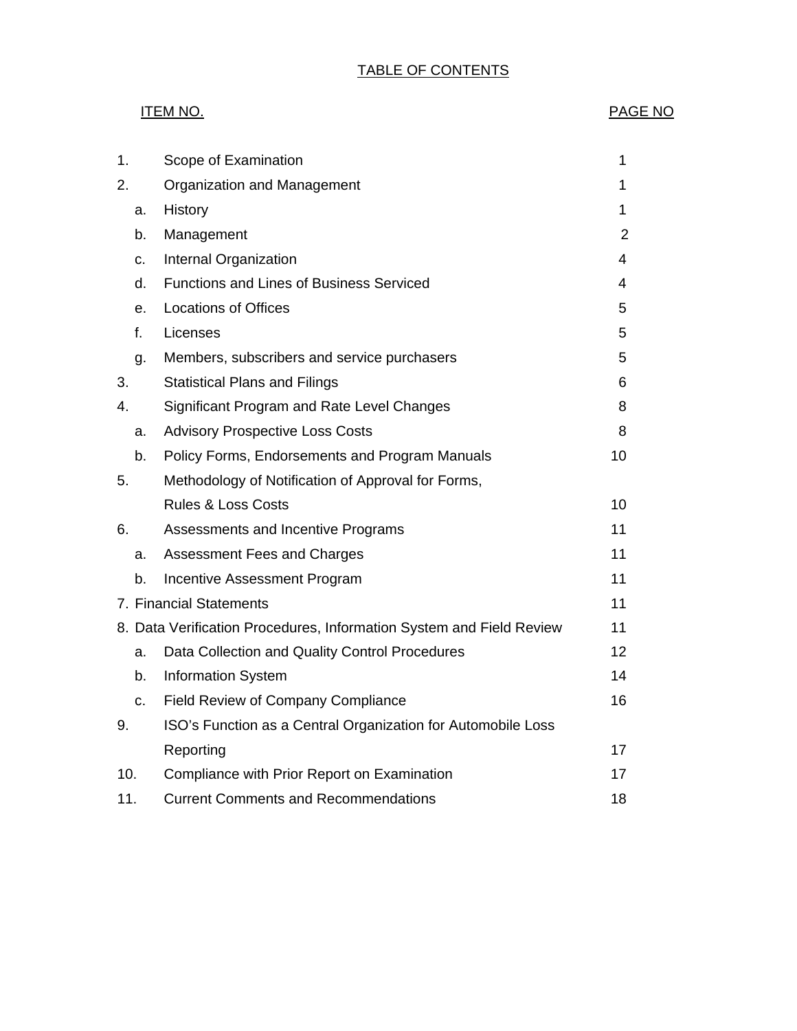# TABLE OF CONTENTS

| ITEM NO. | | PAGE NO |
|---|---|---|
| 1. | Scope of Examination | 1 |
| 2. | Organization and Management | 1 |
| a. | History | 1 |
| b. | Management | 2 |
| c. | Internal Organization | 4 |
| d. | Functions and Lines of Business Serviced | 4 |
| e. | Locations of Offices | 5 |
| f. | Licenses | 5 |
| g. | Members, subscribers and service purchasers | 5 |
| 3. | Statistical Plans and Filings | 6 |
| 4. | Significant Program and Rate Level Changes | 8 |
| a. | Advisory Prospective Loss Costs | 8 |
| b. | Policy Forms, Endorsements and Program Manuals | 10 |
| 5. | Methodology of Notification of Approval for Forms, Rules & Loss Costs | 10 |
| 6. | Assessments and Incentive Programs | 11 |
| a. | Assessment Fees and Charges | 11 |
| b. | Incentive Assessment Program | 11 |
| 7. | Financial Statements | 11 |
| 8. | Data Verification Procedures, Information System and Field Review | 11 |
| a. | Data Collection and Quality Control Procedures | 12 |
| b. | Information System | 14 |
| c. | Field Review of Company Compliance | 16 |
| 9. | ISO's Function as a Central Organization for Automobile Loss Reporting | 17 |
| 10. | Compliance with Prior Report on Examination | 17 |
| 11. | Current Comments and Recommendations | 18 |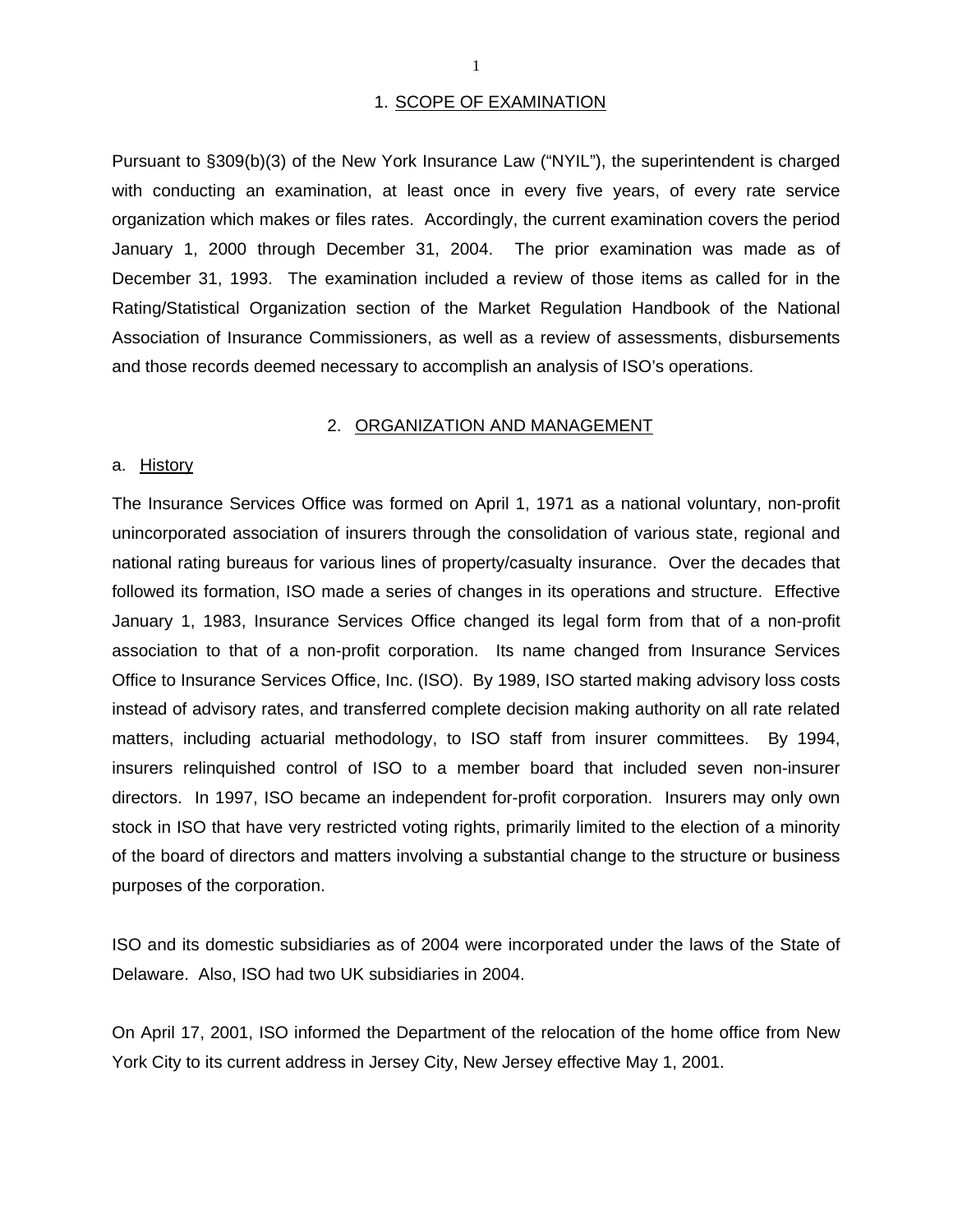## 1. SCOPE OF EXAMINATION

Pursuant to §309(b)(3) of the New York Insurance Law ("NYIL"), the superintendent is charged with conducting an examination, at least once in every five years, of every rate service organization which makes or files rates. Accordingly, the current examination covers the period January 1, 2000 through December 31, 2004. The prior examination was made as of December 31, 1993. The examination included a review of those items as called for in the Rating/Statistical Organization section of the Market Regulation Handbook of the National Association of Insurance Commissioners, as well as a review of assessments, disbursements and those records deemed necessary to accomplish an analysis of ISO's operations.

## 2. ORGANIZATION AND MANAGEMENT

### a. History

The Insurance Services Office was formed on April 1, 1971 as a national voluntary, non-profit unincorporated association of insurers through the consolidation of various state, regional and national rating bureaus for various lines of property/casualty insurance. Over the decades that followed its formation, ISO made a series of changes in its operations and structure. Effective January 1, 1983, Insurance Services Office changed its legal form from that of a non-profit association to that of a non-profit corporation. Its name changed from Insurance Services Office to Insurance Services Office, Inc. (ISO). By 1989, ISO started making advisory loss costs instead of advisory rates, and transferred complete decision making authority on all rate related matters, including actuarial methodology, to ISO staff from insurer committees. By 1994, insurers relinquished control of ISO to a member board that included seven non-insurer directors. In 1997, ISO became an independent for-profit corporation. Insurers may only own stock in ISO that have very restricted voting rights, primarily limited to the election of a minority of the board of directors and matters involving a substantial change to the structure or business purposes of the corporation.

ISO and its domestic subsidiaries as of 2004 were incorporated under the laws of the State of Delaware. Also, ISO had two UK subsidiaries in 2004.

On April 17, 2001, ISO informed the Department of the relocation of the home office from New York City to its current address in Jersey City, New Jersey effective May 1, 2001.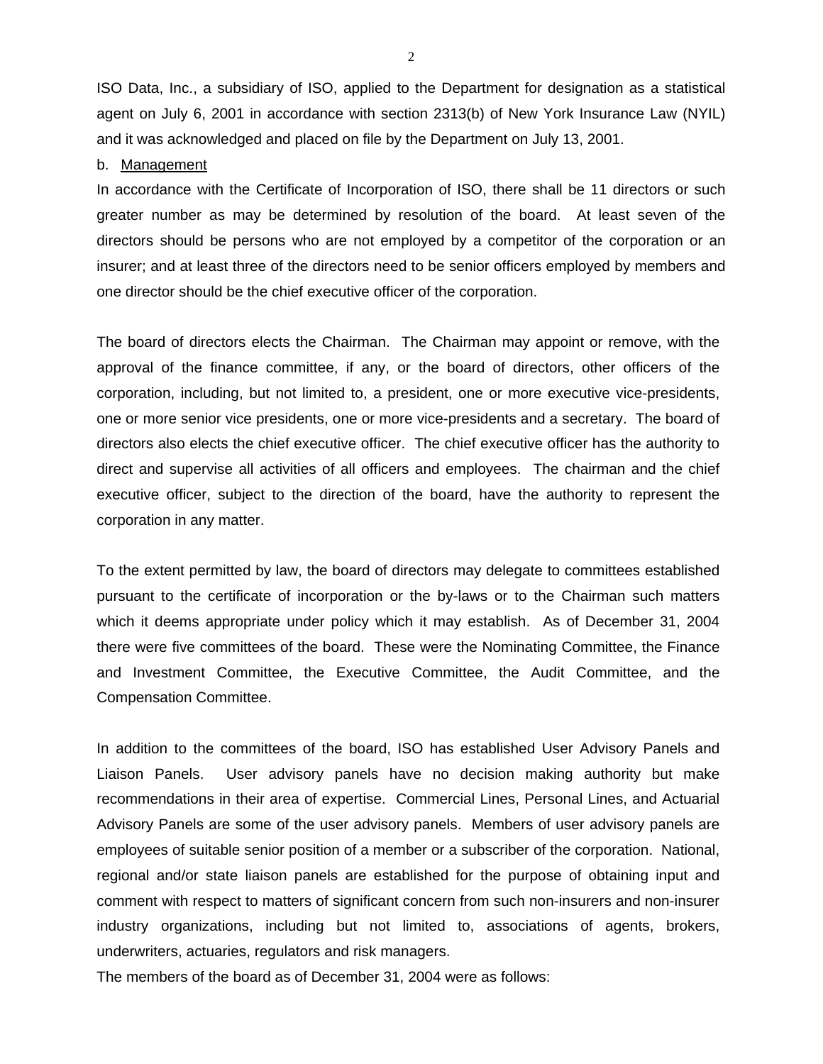ISO Data, Inc., a subsidiary of ISO, applied to the Department for designation as a statistical agent on July 6, 2001 in accordance with section 2313(b) of New York Insurance Law (NYIL) and it was acknowledged and placed on file by the Department on July 13, 2001.

b. Management

In accordance with the Certificate of Incorporation of ISO, there shall be 11 directors or such greater number as may be determined by resolution of the board. At least seven of the directors should be persons who are not employed by a competitor of the corporation or an insurer; and at least three of the directors need to be senior officers employed by members and one director should be the chief executive officer of the corporation.

The board of directors elects the Chairman. The Chairman may appoint or remove, with the approval of the finance committee, if any, or the board of directors, other officers of the corporation, including, but not limited to, a president, one or more executive vice-presidents, one or more senior vice presidents, one or more vice-presidents and a secretary. The board of directors also elects the chief executive officer. The chief executive officer has the authority to direct and supervise all activities of all officers and employees. The chairman and the chief executive officer, subject to the direction of the board, have the authority to represent the corporation in any matter.

To the extent permitted by law, the board of directors may delegate to committees established pursuant to the certificate of incorporation or the by-laws or to the Chairman such matters which it deems appropriate under policy which it may establish. As of December 31, 2004 there were five committees of the board. These were the Nominating Committee, the Finance and Investment Committee, the Executive Committee, the Audit Committee, and the Compensation Committee.

In addition to the committees of the board, ISO has established User Advisory Panels and Liaison Panels. User advisory panels have no decision making authority but make recommendations in their area of expertise. Commercial Lines, Personal Lines, and Actuarial Advisory Panels are some of the user advisory panels. Members of user advisory panels are employees of suitable senior position of a member or a subscriber of the corporation. National, regional and/or state liaison panels are established for the purpose of obtaining input and comment with respect to matters of significant concern from such non-insurers and non-insurer industry organizations, including but not limited to, associations of agents, brokers, underwriters, actuaries, regulators and risk managers.

The members of the board as of December 31, 2004 were as follows: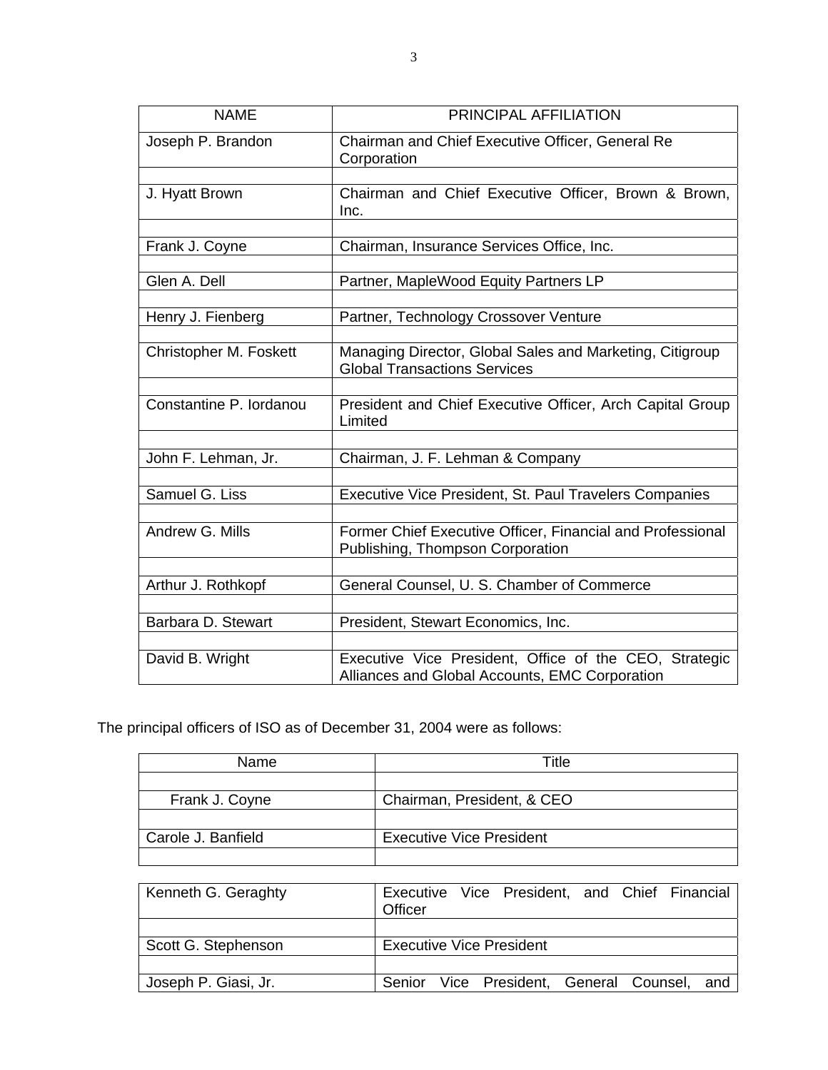| NAME | PRINCIPAL AFFILIATION |
|---|---|
| Joseph P. Brandon | Chairman and Chief Executive Officer, General Re Corporation |
| J. Hyatt Brown | Chairman and Chief Executive Officer, Brown & Brown, Inc. |
| Frank J. Coyne | Chairman, Insurance Services Office, Inc. |
| Glen A. Dell | Partner, MapleWood Equity Partners LP |
| Henry J. Fienberg | Partner, Technology Crossover Venture |
| Christopher M. Foskett | Managing Director, Global Sales and Marketing, Citigroup Global Transactions Services |
| Constantine P. Iordanou | President and Chief Executive Officer, Arch Capital Group Limited |
| John F. Lehman, Jr. | Chairman, J. F. Lehman & Company |
| Samuel G. Liss | Executive Vice President, St. Paul Travelers Companies |
| Andrew G. Mills | Former Chief Executive Officer, Financial and Professional Publishing, Thompson Corporation |
| Arthur J. Rothkopf | General Counsel, U. S. Chamber of Commerce |
| Barbara D. Stewart | President, Stewart Economics, Inc. |
| David B. Wright | Executive Vice President, Office of the CEO, Strategic Alliances and Global Accounts, EMC Corporation |

The principal officers of ISO as of December 31, 2004 were as follows:

| Name | Title |
|---|---|
| Frank J. Coyne | Chairman, President, & CEO |
| Carole J. Banfield | Executive Vice President |
| Kenneth G. Geraghty | Executive Vice President, and Chief Financial Officer |
| Scott G. Stephenson | Executive Vice President |
| Joseph P. Giasi, Jr. | Senior Vice President, General Counsel, and |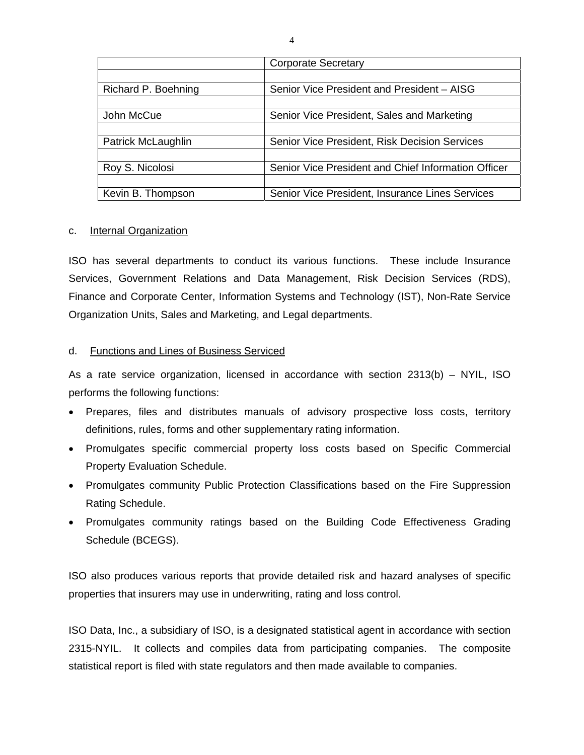| | |
|---|---|
| | Corporate Secretary |
| | |
| Richard P. Boehning | Senior Vice President and President – AISG |
| | |
| John McCue | Senior Vice President, Sales and Marketing |
| | |
| Patrick McLaughlin | Senior Vice President, Risk Decision Services |
| | |
| Roy S. Nicolosi | Senior Vice President and Chief Information Officer |
| | |
| Kevin B. Thompson | Senior Vice President, Insurance Lines Services |

c. Internal Organization

ISO has several departments to conduct its various functions. These include Insurance Services, Government Relations and Data Management, Risk Decision Services (RDS), Finance and Corporate Center, Information Systems and Technology (IST), Non-Rate Service Organization Units, Sales and Marketing, and Legal departments.

d. Functions and Lines of Business Serviced

As a rate service organization, licensed in accordance with section 2313(b) – NYIL, ISO performs the following functions:

- Prepares, files and distributes manuals of advisory prospective loss costs, territory definitions, rules, forms and other supplementary rating information.
- Promulgates specific commercial property loss costs based on Specific Commercial Property Evaluation Schedule.
- Promulgates community Public Protection Classifications based on the Fire Suppression Rating Schedule.
- Promulgates community ratings based on the Building Code Effectiveness Grading Schedule (BCEGS).

ISO also produces various reports that provide detailed risk and hazard analyses of specific properties that insurers may use in underwriting, rating and loss control.

ISO Data, Inc., a subsidiary of ISO, is a designated statistical agent in accordance with section 2315-NYIL. It collects and compiles data from participating companies. The composite statistical report is filed with state regulators and then made available to companies.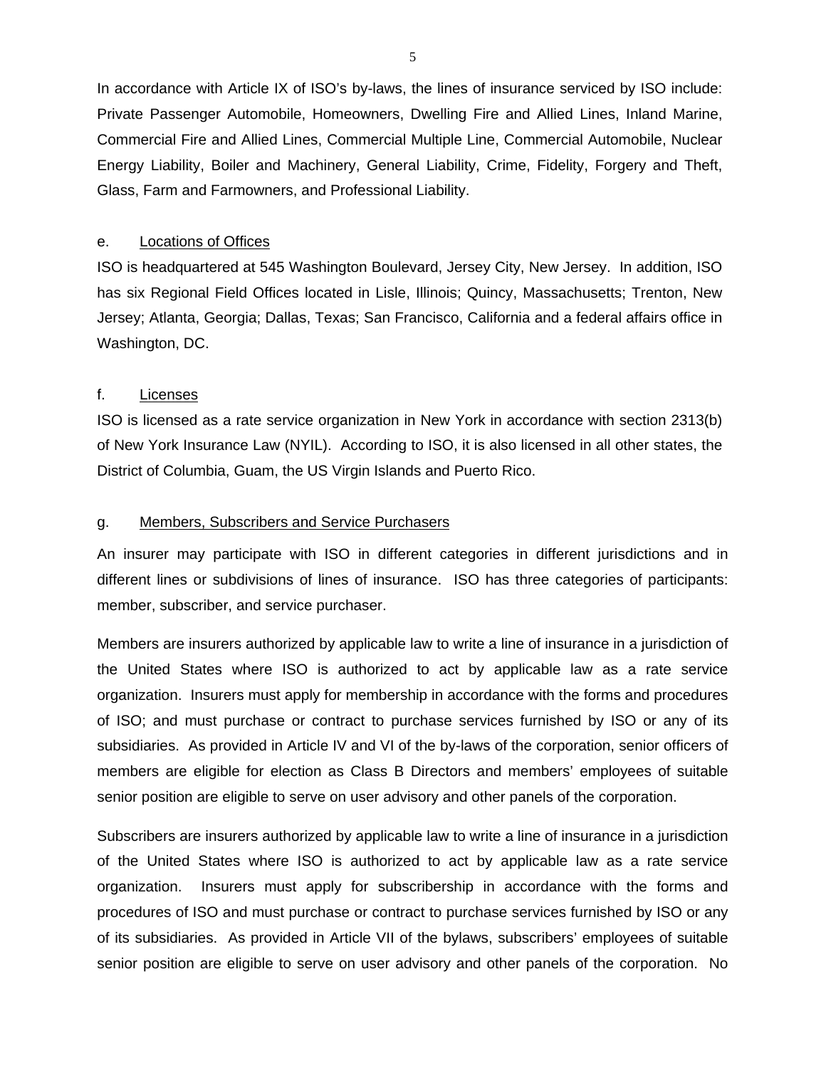In accordance with Article IX of ISO's by-laws, the lines of insurance serviced by ISO include: Private Passenger Automobile, Homeowners, Dwelling Fire and Allied Lines, Inland Marine, Commercial Fire and Allied Lines, Commercial Multiple Line, Commercial Automobile, Nuclear Energy Liability, Boiler and Machinery, General Liability, Crime, Fidelity, Forgery and Theft, Glass, Farm and Farmowners, and Professional Liability.

e. Locations of Offices

ISO is headquartered at 545 Washington Boulevard, Jersey City, New Jersey. In addition, ISO has six Regional Field Offices located in Lisle, Illinois; Quincy, Massachusetts; Trenton, New Jersey; Atlanta, Georgia; Dallas, Texas; San Francisco, California and a federal affairs office in Washington, DC.

f. Licenses

ISO is licensed as a rate service organization in New York in accordance with section 2313(b) of New York Insurance Law (NYIL). According to ISO, it is also licensed in all other states, the District of Columbia, Guam, the US Virgin Islands and Puerto Rico.

g. Members, Subscribers and Service Purchasers

An insurer may participate with ISO in different categories in different jurisdictions and in different lines or subdivisions of lines of insurance. ISO has three categories of participants: member, subscriber, and service purchaser.

Members are insurers authorized by applicable law to write a line of insurance in a jurisdiction of the United States where ISO is authorized to act by applicable law as a rate service organization. Insurers must apply for membership in accordance with the forms and procedures of ISO; and must purchase or contract to purchase services furnished by ISO or any of its subsidiaries. As provided in Article IV and VI of the by-laws of the corporation, senior officers of members are eligible for election as Class B Directors and members' employees of suitable senior position are eligible to serve on user advisory and other panels of the corporation.

Subscribers are insurers authorized by applicable law to write a line of insurance in a jurisdiction of the United States where ISO is authorized to act by applicable law as a rate service organization. Insurers must apply for subscribership in accordance with the forms and procedures of ISO and must purchase or contract to purchase services furnished by ISO or any of its subsidiaries. As provided in Article VII of the bylaws, subscribers' employees of suitable senior position are eligible to serve on user advisory and other panels of the corporation. No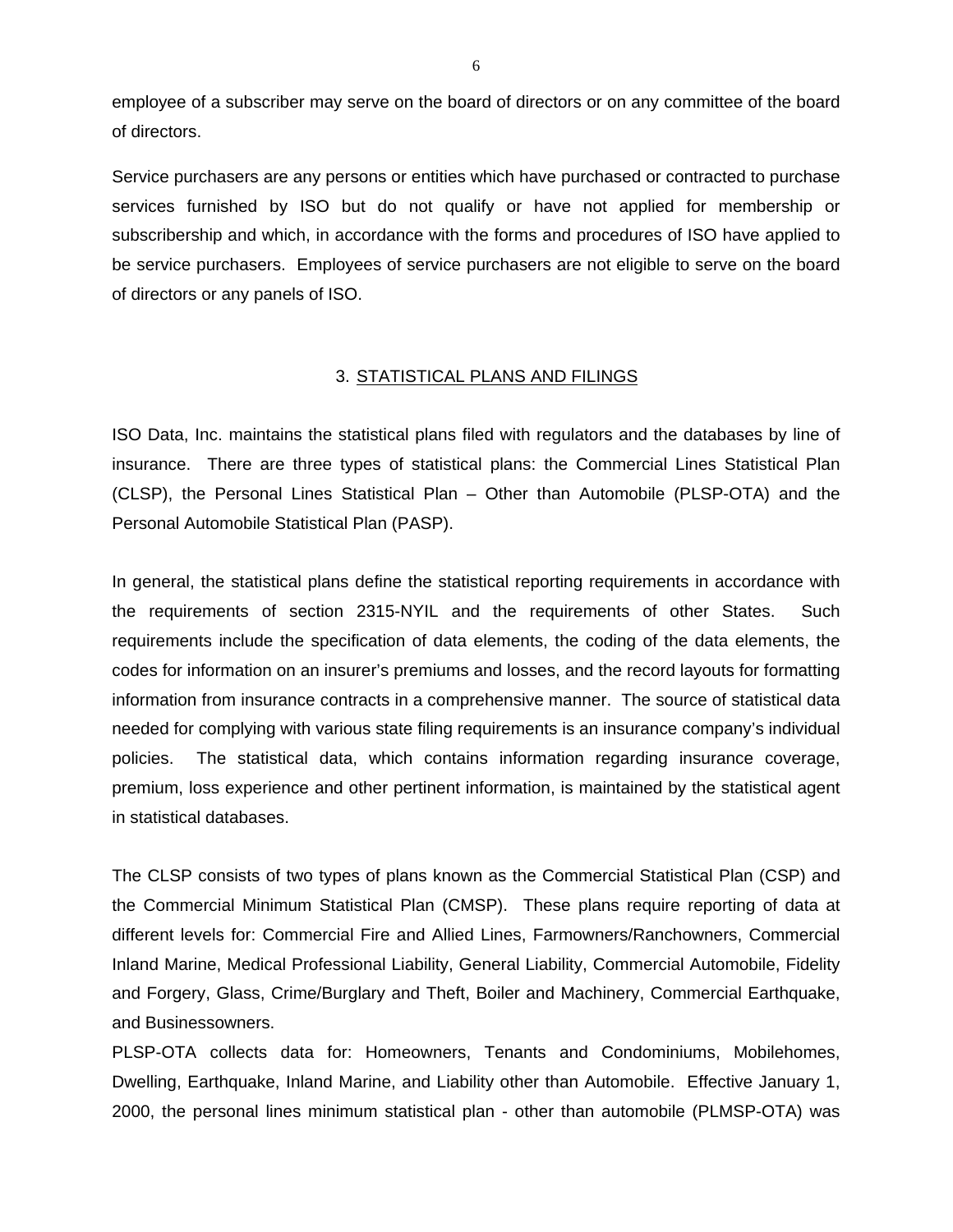employee of a subscriber may serve on the board of directors or on any committee of the board of directors.

Service purchasers are any persons or entities which have purchased or contracted to purchase services furnished by ISO but do not qualify or have not applied for membership or subscribership and which, in accordance with the forms and procedures of ISO have applied to be service purchasers. Employees of service purchasers are not eligible to serve on the board of directors or any panels of ISO.

## 3. STATISTICAL PLANS AND FILINGS

ISO Data, Inc. maintains the statistical plans filed with regulators and the databases by line of insurance. There are three types of statistical plans: the Commercial Lines Statistical Plan (CLSP), the Personal Lines Statistical Plan – Other than Automobile (PLSP-OTA) and the Personal Automobile Statistical Plan (PASP).

In general, the statistical plans define the statistical reporting requirements in accordance with the requirements of section 2315-NYIL and the requirements of other States. Such requirements include the specification of data elements, the coding of the data elements, the codes for information on an insurer's premiums and losses, and the record layouts for formatting information from insurance contracts in a comprehensive manner. The source of statistical data needed for complying with various state filing requirements is an insurance company's individual policies. The statistical data, which contains information regarding insurance coverage, premium, loss experience and other pertinent information, is maintained by the statistical agent in statistical databases.

The CLSP consists of two types of plans known as the Commercial Statistical Plan (CSP) and the Commercial Minimum Statistical Plan (CMSP). These plans require reporting of data at different levels for: Commercial Fire and Allied Lines, Farmowners/Ranchowners, Commercial Inland Marine, Medical Professional Liability, General Liability, Commercial Automobile, Fidelity and Forgery, Glass, Crime/Burglary and Theft, Boiler and Machinery, Commercial Earthquake, and Businessowners.

PLSP-OTA collects data for: Homeowners, Tenants and Condominiums, Mobilehomes, Dwelling, Earthquake, Inland Marine, and Liability other than Automobile. Effective January 1, 2000, the personal lines minimum statistical plan - other than automobile (PLMSP-OTA) was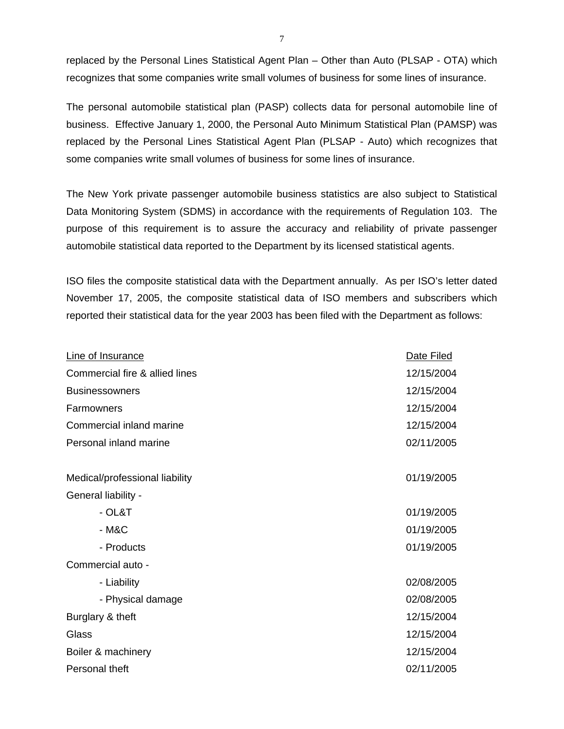replaced by the Personal Lines Statistical Agent Plan – Other than Auto (PLSAP - OTA) which recognizes that some companies write small volumes of business for some lines of insurance.

The personal automobile statistical plan (PASP) collects data for personal automobile line of business. Effective January 1, 2000, the Personal Auto Minimum Statistical Plan (PAMSP) was replaced by the Personal Lines Statistical Agent Plan (PLSAP - Auto) which recognizes that some companies write small volumes of business for some lines of insurance.

The New York private passenger automobile business statistics are also subject to Statistical Data Monitoring System (SDMS) in accordance with the requirements of Regulation 103. The purpose of this requirement is to assure the accuracy and reliability of private passenger automobile statistical data reported to the Department by its licensed statistical agents.

ISO files the composite statistical data with the Department annually. As per ISO's letter dated November 17, 2005, the composite statistical data of ISO members and subscribers which reported their statistical data for the year 2003 has been filed with the Department as follows:

| Line of Insurance | Date Filed |
|---|---|
| Commercial fire & allied lines | 12/15/2004 |
| Businessowners | 12/15/2004 |
| Farmowners | 12/15/2004 |
| Commercial inland marine | 12/15/2004 |
| Personal inland marine | 02/11/2005 |
| | |
| Medical/professional liability | 01/19/2005 |
| General liability - | |
| - OL&T | 01/19/2005 |
| - M&C | 01/19/2005 |
| - Products | 01/19/2005 |
| Commercial auto - | |
| - Liability | 02/08/2005 |
| - Physical damage | 02/08/2005 |
| Burglary & theft | 12/15/2004 |
| Glass | 12/15/2004 |
| Boiler & machinery | 12/15/2004 |
| Personal theft | 02/11/2005 |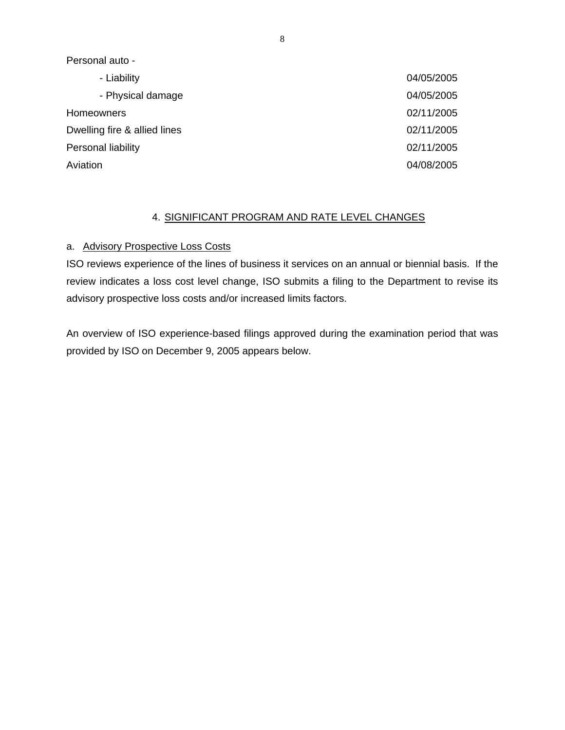| | |
|---|---|
| Personal auto - | |
| - Liability | 04/05/2005 |
| - Physical damage | 04/05/2005 |
| Homeowners | 02/11/2005 |
| Dwelling fire & allied lines | 02/11/2005 |
| Personal liability | 02/11/2005 |
| Aviation | 04/08/2005 |

## 4. SIGNIFICANT PROGRAM AND RATE LEVEL CHANGES

### a. Advisory Prospective Loss Costs

ISO reviews experience of the lines of business it services on an annual or biennial basis. If the review indicates a loss cost level change, ISO submits a filing to the Department to revise its advisory prospective loss costs and/or increased limits factors.

An overview of ISO experience-based filings approved during the examination period that was provided by ISO on December 9, 2005 appears below.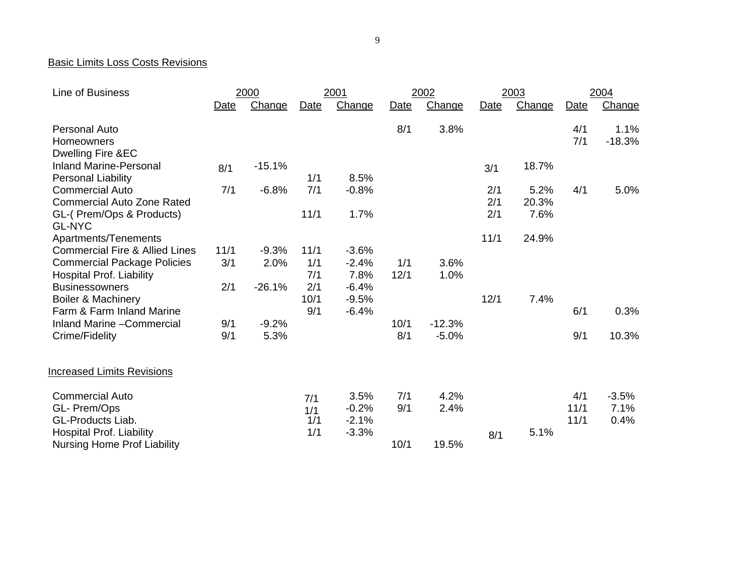Basic Limits Loss Costs Revisions

| Line of Business | 2000 | | 2001 | | 2002 | | 2003 | | 2004 | |
|---|---|---|---|---|---|---|---|---|---|---|
| | Date | Change | Date | Change | Date | Change | Date | Change | Date | Change |
| Personal Auto | | | | | 8/1 | 3.8% | | | 4/1 | 1.1% |
| Homeowners | | | | | | | | | 7/1 | -18.3% |
| Dwelling Fire &EC | | | | | | | | | | |
| Inland Marine-Personal | 8/1 | -15.1% | | | | | 3/1 | 18.7% | | |
| Personal Liability | | | 1/1 | 8.5% | | | | | | |
| Commercial Auto | 7/1 | -6.8% | 7/1 | -0.8% | | | 2/1 | 5.2% | 4/1 | 5.0% |
| Commercial Auto Zone Rated | | | | | | | 2/1 | 20.3% | | |
| GL-( Prem/Ops & Products) | | | 11/1 | 1.7% | | | 2/1 | 7.6% | | |
| GL-NYC | | | | | | | | | | |
| Apartments/Tenements | | | | | | | 11/1 | 24.9% | | |
| Commercial Fire & Allied Lines | 11/1 | -9.3% | 11/1 | -3.6% | | | | | | |
| Commercial Package Policies | 3/1 | 2.0% | 1/1 | -2.4% | 1/1 | 3.6% | | | | |
| Hospital Prof. Liability | | | 7/1 | 7.8% | 12/1 | 1.0% | | | | |
| Businessowners | 2/1 | -26.1% | 2/1 | -6.4% | | | | | | |
| Boiler & Machinery | | | 10/1 | -9.5% | | | 12/1 | 7.4% | | |
| Farm & Farm Inland Marine | | | 9/1 | -6.4% | | | | | 6/1 | 0.3% |
| Inland Marine –Commercial | 9/1 | -9.2% | | | 10/1 | -12.3% | | | | |
| Crime/Fidelity | 9/1 | 5.3% | | | 8/1 | -5.0% | | | 9/1 | 10.3% |

Increased Limits Revisions

| Line of Business | 2000 | | 2001 | | 2002 | | 2003 | | 2004 | |
|---|---|---|---|---|---|---|---|---|---|---|
| | Date | Change | Date | Change | Date | Change | Date | Change | Date | Change |
| Commercial Auto | | | 7/1 | 3.5% | 7/1 | 4.2% | | | 4/1 | -3.5% |
| GL- Prem/Ops | | | 1/1 | -0.2% | 9/1 | 2.4% | | | 11/1 | 7.1% |
| GL-Products Liab. | | | 1/1 | -2.1% | | | | | 11/1 | 0.4% |
| Hospital Prof. Liability | | | 1/1 | -3.3% | | | 8/1 | 5.1% | | |
| Nursing Home Prof Liability | | | | | 10/1 | 19.5% | | | | |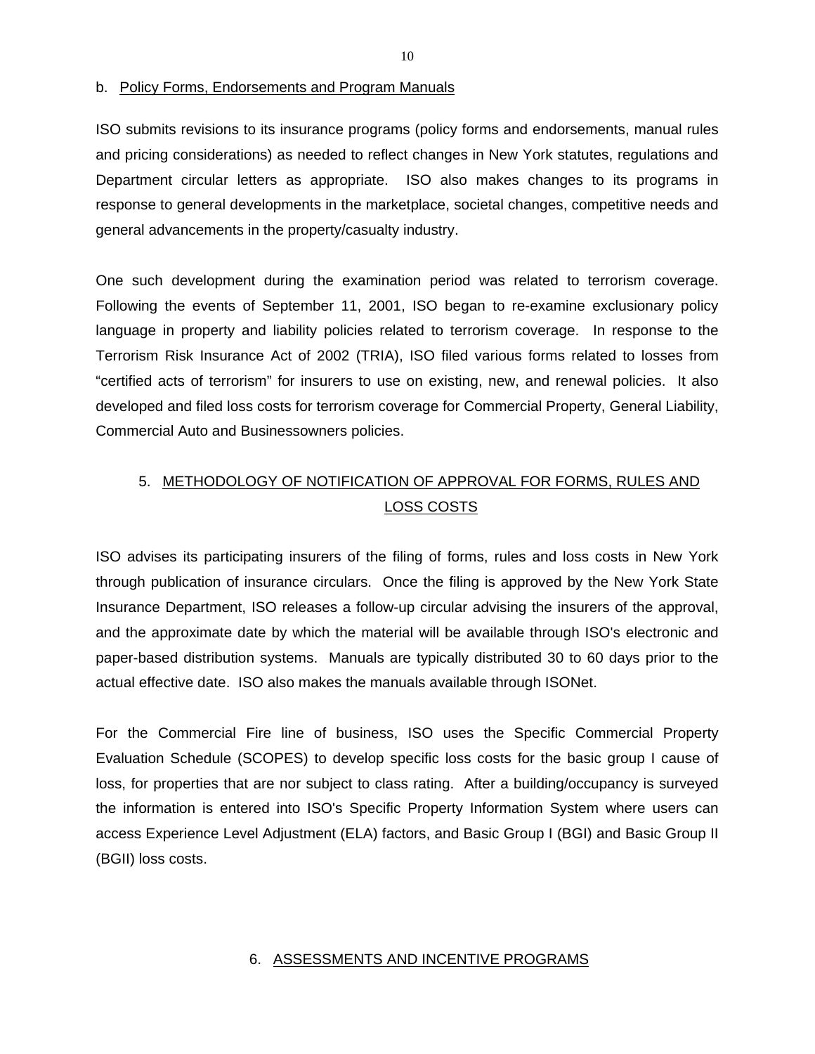b. Policy Forms, Endorsements and Program Manuals

ISO submits revisions to its insurance programs (policy forms and endorsements, manual rules and pricing considerations) as needed to reflect changes in New York statutes, regulations and Department circular letters as appropriate. ISO also makes changes to its programs in response to general developments in the marketplace, societal changes, competitive needs and general advancements in the property/casualty industry.

One such development during the examination period was related to terrorism coverage. Following the events of September 11, 2001, ISO began to re-examine exclusionary policy language in property and liability policies related to terrorism coverage. In response to the Terrorism Risk Insurance Act of 2002 (TRIA), ISO filed various forms related to losses from “certified acts of terrorism” for insurers to use on existing, new, and renewal policies. It also developed and filed loss costs for terrorism coverage for Commercial Property, General Liability, Commercial Auto and Businessowners policies.

## 5. METHODOLOGY OF NOTIFICATION OF APPROVAL FOR FORMS, RULES AND LOSS COSTS

ISO advises its participating insurers of the filing of forms, rules and loss costs in New York through publication of insurance circulars. Once the filing is approved by the New York State Insurance Department, ISO releases a follow-up circular advising the insurers of the approval, and the approximate date by which the material will be available through ISO's electronic and paper-based distribution systems. Manuals are typically distributed 30 to 60 days prior to the actual effective date. ISO also makes the manuals available through ISONet.

For the Commercial Fire line of business, ISO uses the Specific Commercial Property Evaluation Schedule (SCOPES) to develop specific loss costs for the basic group I cause of loss, for properties that are nor subject to class rating. After a building/occupancy is surveyed the information is entered into ISO's Specific Property Information System where users can access Experience Level Adjustment (ELA) factors, and Basic Group I (BGI) and Basic Group II (BGII) loss costs.

## 6. ASSESSMENTS AND INCENTIVE PROGRAMS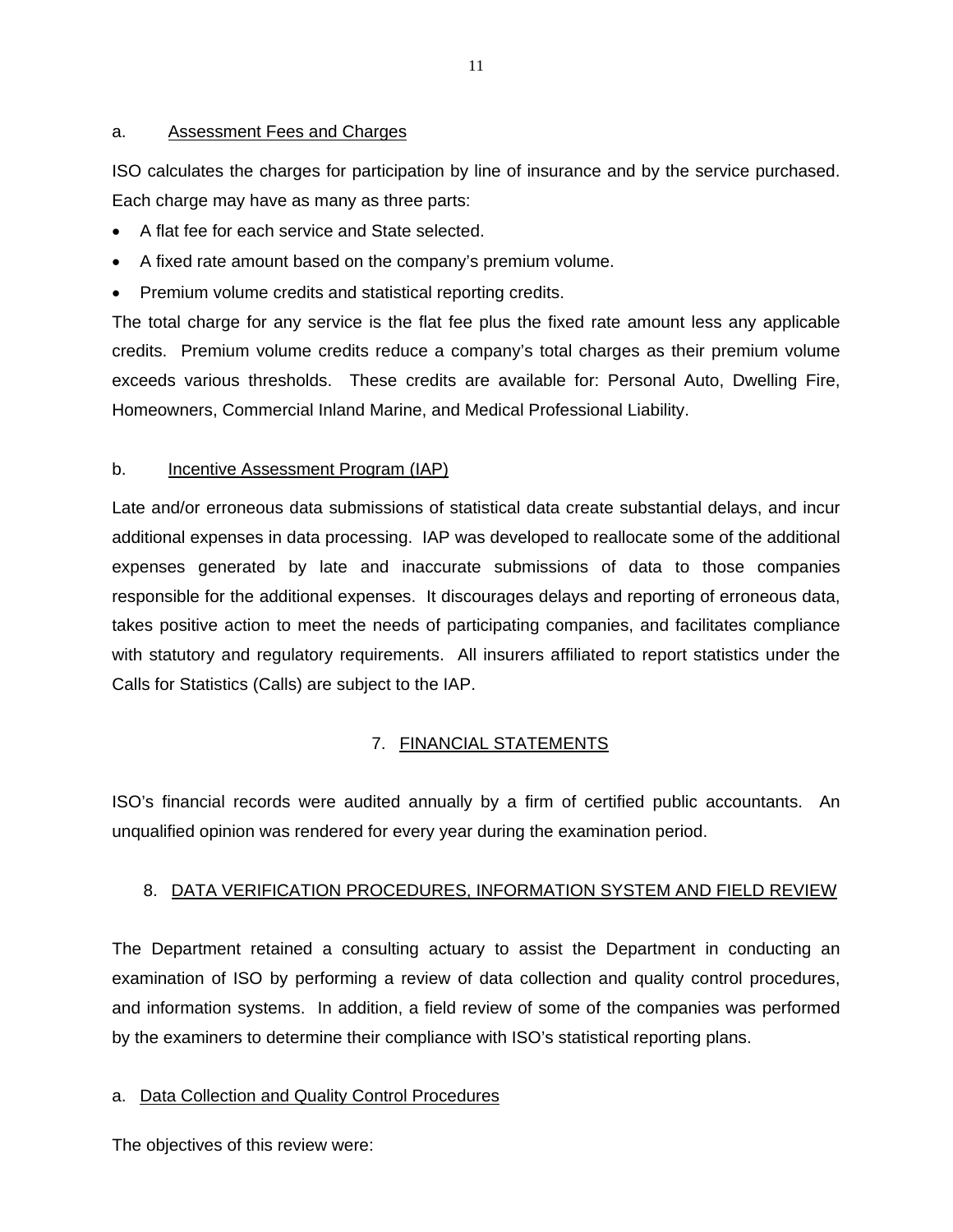a. Assessment Fees and Charges

ISO calculates the charges for participation by line of insurance and by the service purchased. Each charge may have as many as three parts:

- A flat fee for each service and State selected.
- A fixed rate amount based on the company's premium volume.
- Premium volume credits and statistical reporting credits.

The total charge for any service is the flat fee plus the fixed rate amount less any applicable credits. Premium volume credits reduce a company's total charges as their premium volume exceeds various thresholds. These credits are available for: Personal Auto, Dwelling Fire, Homeowners, Commercial Inland Marine, and Medical Professional Liability.

b. Incentive Assessment Program (IAP)

Late and/or erroneous data submissions of statistical data create substantial delays, and incur additional expenses in data processing. IAP was developed to reallocate some of the additional expenses generated by late and inaccurate submissions of data to those companies responsible for the additional expenses. It discourages delays and reporting of erroneous data, takes positive action to meet the needs of participating companies, and facilitates compliance with statutory and regulatory requirements. All insurers affiliated to report statistics under the Calls for Statistics (Calls) are subject to the IAP.

## 7. FINANCIAL STATEMENTS

ISO's financial records were audited annually by a firm of certified public accountants. An unqualified opinion was rendered for every year during the examination period.

## 8. DATA VERIFICATION PROCEDURES, INFORMATION SYSTEM AND FIELD REVIEW

The Department retained a consulting actuary to assist the Department in conducting an examination of ISO by performing a review of data collection and quality control procedures, and information systems. In addition, a field review of some of the companies was performed by the examiners to determine their compliance with ISO's statistical reporting plans.

a. Data Collection and Quality Control Procedures

The objectives of this review were: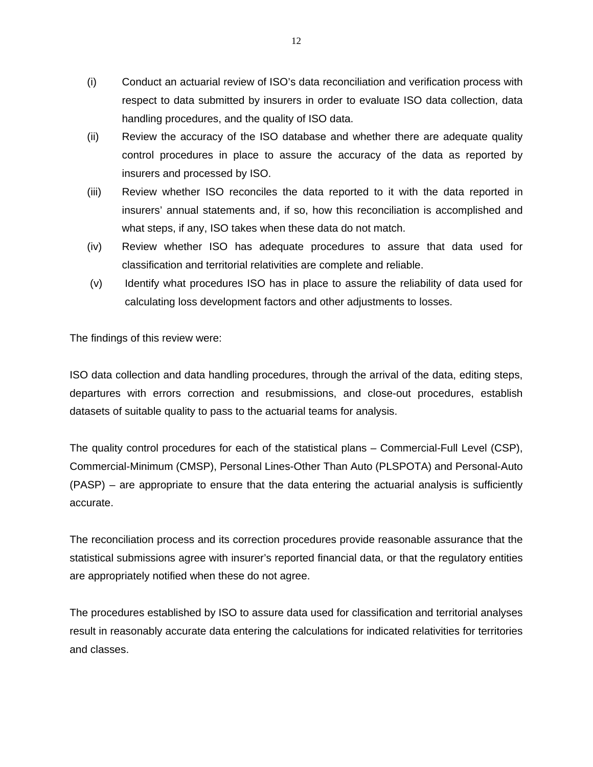(i) Conduct an actuarial review of ISO's data reconciliation and verification process with respect to data submitted by insurers in order to evaluate ISO data collection, data handling procedures, and the quality of ISO data.

(ii) Review the accuracy of the ISO database and whether there are adequate quality control procedures in place to assure the accuracy of the data as reported by insurers and processed by ISO.

(iii) Review whether ISO reconciles the data reported to it with the data reported in insurers' annual statements and, if so, how this reconciliation is accomplished and what steps, if any, ISO takes when these data do not match.

(iv) Review whether ISO has adequate procedures to assure that data used for classification and territorial relativities are complete and reliable.

(v) Identify what procedures ISO has in place to assure the reliability of data used for calculating loss development factors and other adjustments to losses.

The findings of this review were:

ISO data collection and data handling procedures, through the arrival of the data, editing steps, departures with errors correction and resubmissions, and close-out procedures, establish datasets of suitable quality to pass to the actuarial teams for analysis.

The quality control procedures for each of the statistical plans – Commercial-Full Level (CSP), Commercial-Minimum (CMSP), Personal Lines-Other Than Auto (PLSPOTA) and Personal-Auto (PASP) – are appropriate to ensure that the data entering the actuarial analysis is sufficiently accurate.

The reconciliation process and its correction procedures provide reasonable assurance that the statistical submissions agree with insurer's reported financial data, or that the regulatory entities are appropriately notified when these do not agree.

The procedures established by ISO to assure data used for classification and territorial analyses result in reasonably accurate data entering the calculations for indicated relativities for territories and classes.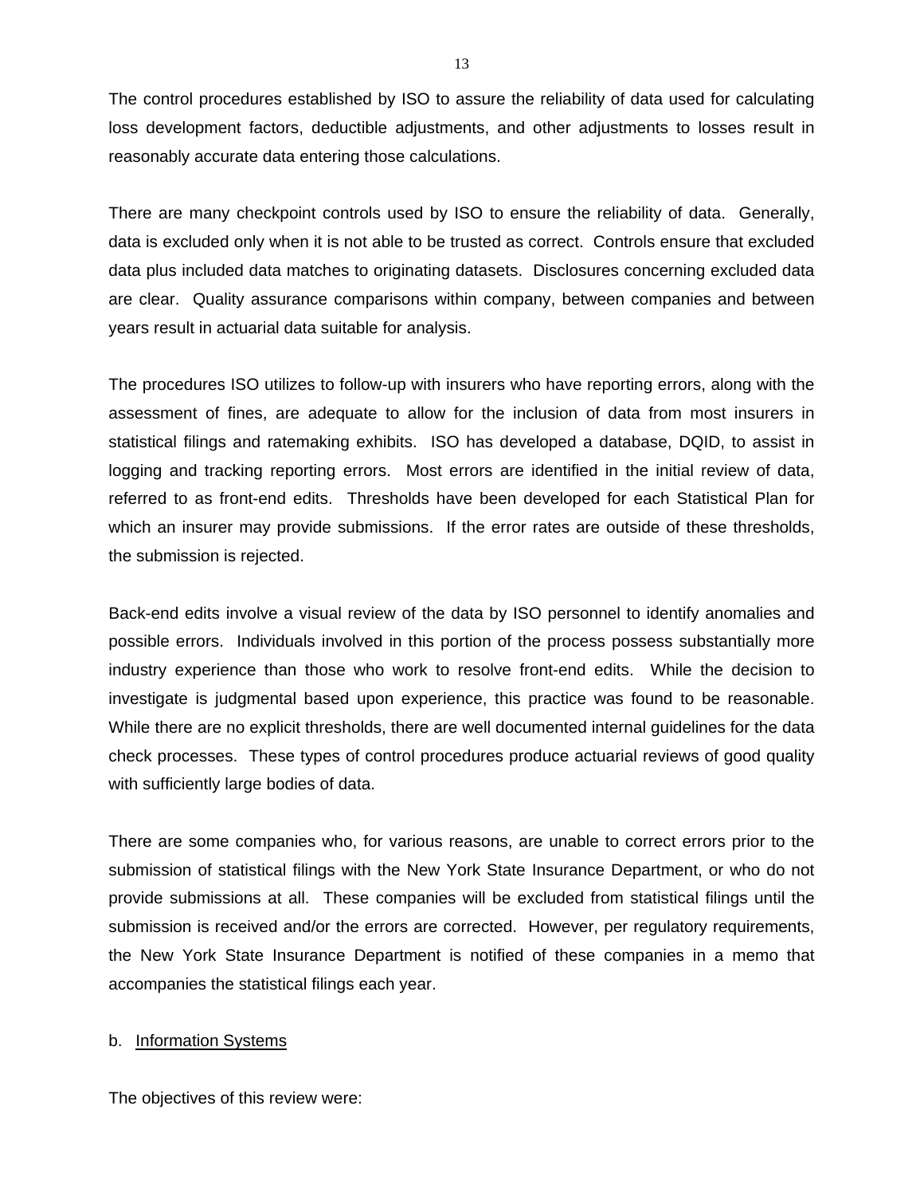The control procedures established by ISO to assure the reliability of data used for calculating loss development factors, deductible adjustments, and other adjustments to losses result in reasonably accurate data entering those calculations.

There are many checkpoint controls used by ISO to ensure the reliability of data. Generally, data is excluded only when it is not able to be trusted as correct. Controls ensure that excluded data plus included data matches to originating datasets. Disclosures concerning excluded data are clear. Quality assurance comparisons within company, between companies and between years result in actuarial data suitable for analysis.

The procedures ISO utilizes to follow-up with insurers who have reporting errors, along with the assessment of fines, are adequate to allow for the inclusion of data from most insurers in statistical filings and ratemaking exhibits. ISO has developed a database, DQID, to assist in logging and tracking reporting errors. Most errors are identified in the initial review of data, referred to as front-end edits. Thresholds have been developed for each Statistical Plan for which an insurer may provide submissions. If the error rates are outside of these thresholds, the submission is rejected.

Back-end edits involve a visual review of the data by ISO personnel to identify anomalies and possible errors. Individuals involved in this portion of the process possess substantially more industry experience than those who work to resolve front-end edits. While the decision to investigate is judgmental based upon experience, this practice was found to be reasonable. While there are no explicit thresholds, there are well documented internal guidelines for the data check processes. These types of control procedures produce actuarial reviews of good quality with sufficiently large bodies of data.

There are some companies who, for various reasons, are unable to correct errors prior to the submission of statistical filings with the New York State Insurance Department, or who do not provide submissions at all. These companies will be excluded from statistical filings until the submission is received and/or the errors are corrected. However, per regulatory requirements, the New York State Insurance Department is notified of these companies in a memo that accompanies the statistical filings each year.

b. Information Systems

The objectives of this review were: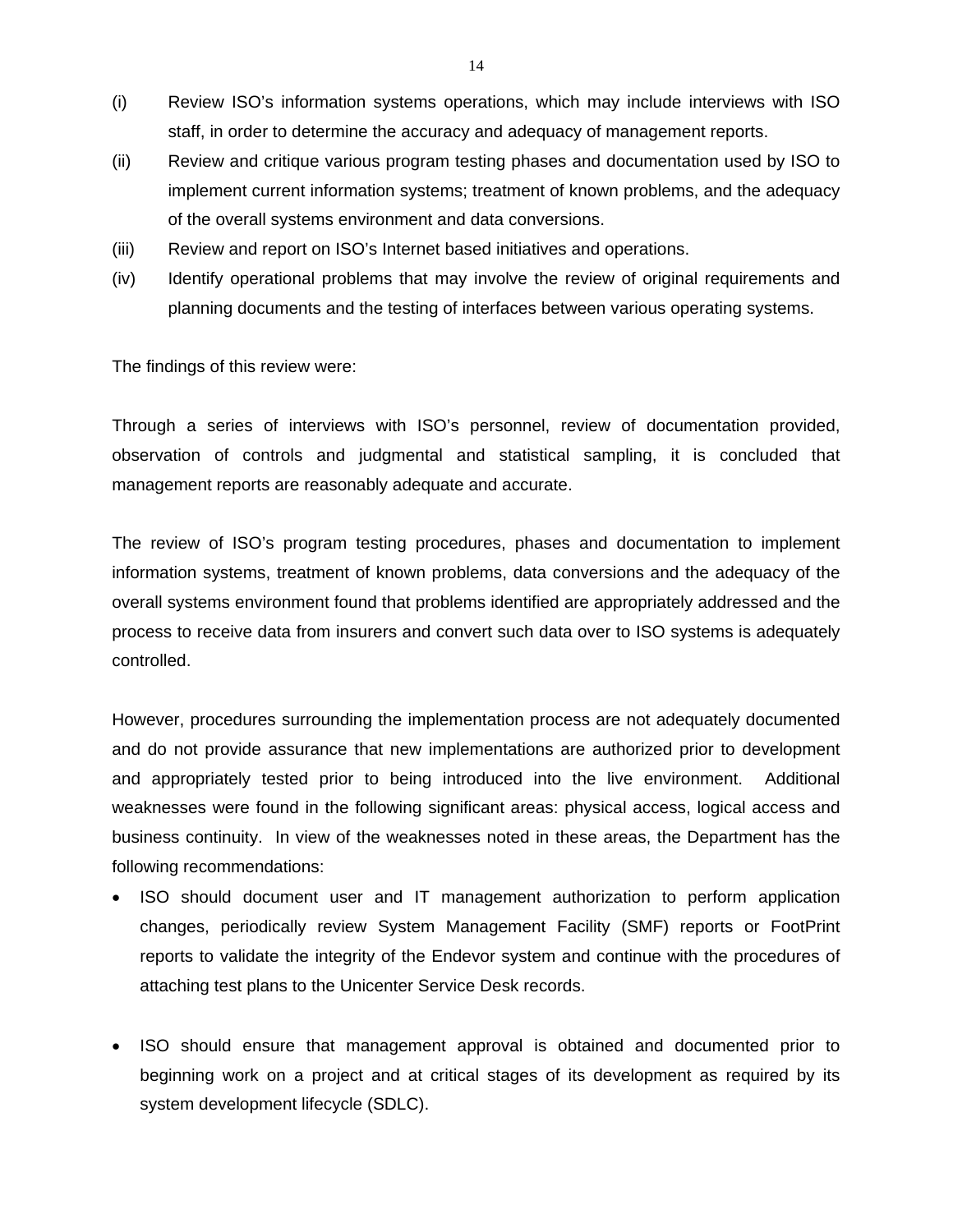(i) Review ISO's information systems operations, which may include interviews with ISO staff, in order to determine the accuracy and adequacy of management reports.

(ii) Review and critique various program testing phases and documentation used by ISO to implement current information systems; treatment of known problems, and the adequacy of the overall systems environment and data conversions.

(iii) Review and report on ISO's Internet based initiatives and operations.

(iv) Identify operational problems that may involve the review of original requirements and planning documents and the testing of interfaces between various operating systems.

The findings of this review were:

Through a series of interviews with ISO's personnel, review of documentation provided, observation of controls and judgmental and statistical sampling, it is concluded that management reports are reasonably adequate and accurate.

The review of ISO's program testing procedures, phases and documentation to implement information systems, treatment of known problems, data conversions and the adequacy of the overall systems environment found that problems identified are appropriately addressed and the process to receive data from insurers and convert such data over to ISO systems is adequately controlled.

However, procedures surrounding the implementation process are not adequately documented and do not provide assurance that new implementations are authorized prior to development and appropriately tested prior to being introduced into the live environment. Additional weaknesses were found in the following significant areas: physical access, logical access and business continuity. In view of the weaknesses noted in these areas, the Department has the following recommendations:

- ISO should document user and IT management authorization to perform application changes, periodically review System Management Facility (SMF) reports or FootPrint reports to validate the integrity of the Endevor system and continue with the procedures of attaching test plans to the Unicenter Service Desk records.

- ISO should ensure that management approval is obtained and documented prior to beginning work on a project and at critical stages of its development as required by its system development lifecycle (SDLC).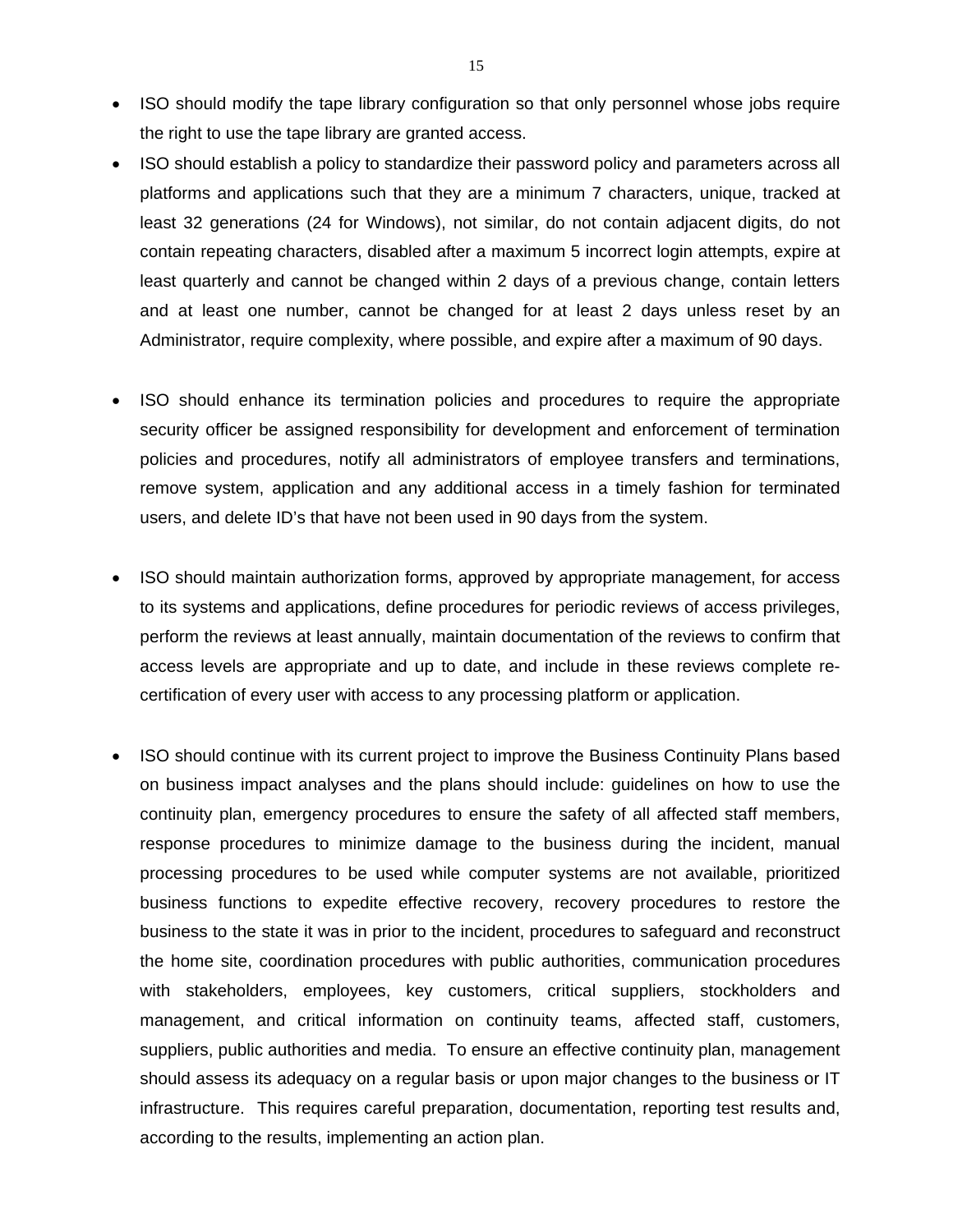- ISO should modify the tape library configuration so that only personnel whose jobs require the right to use the tape library are granted access.
- ISO should establish a policy to standardize their password policy and parameters across all platforms and applications such that they are a minimum 7 characters, unique, tracked at least 32 generations (24 for Windows), not similar, do not contain adjacent digits, do not contain repeating characters, disabled after a maximum 5 incorrect login attempts, expire at least quarterly and cannot be changed within 2 days of a previous change, contain letters and at least one number, cannot be changed for at least 2 days unless reset by an Administrator, require complexity, where possible, and expire after a maximum of 90 days.

- ISO should enhance its termination policies and procedures to require the appropriate security officer be assigned responsibility for development and enforcement of termination policies and procedures, notify all administrators of employee transfers and terminations, remove system, application and any additional access in a timely fashion for terminated users, and delete ID's that have not been used in 90 days from the system.

- ISO should maintain authorization forms, approved by appropriate management, for access to its systems and applications, define procedures for periodic reviews of access privileges, perform the reviews at least annually, maintain documentation of the reviews to confirm that access levels are appropriate and up to date, and include in these reviews complete re-certification of every user with access to any processing platform or application.

- ISO should continue with its current project to improve the Business Continuity Plans based on business impact analyses and the plans should include: guidelines on how to use the continuity plan, emergency procedures to ensure the safety of all affected staff members, response procedures to minimize damage to the business during the incident, manual processing procedures to be used while computer systems are not available, prioritized business functions to expedite effective recovery, recovery procedures to restore the business to the state it was in prior to the incident, procedures to safeguard and reconstruct the home site, coordination procedures with public authorities, communication procedures with stakeholders, employees, key customers, critical suppliers, stockholders and management, and critical information on continuity teams, affected staff, customers, suppliers, public authorities and media. To ensure an effective continuity plan, management should assess its adequacy on a regular basis or upon major changes to the business or IT infrastructure. This requires careful preparation, documentation, reporting test results and, according to the results, implementing an action plan.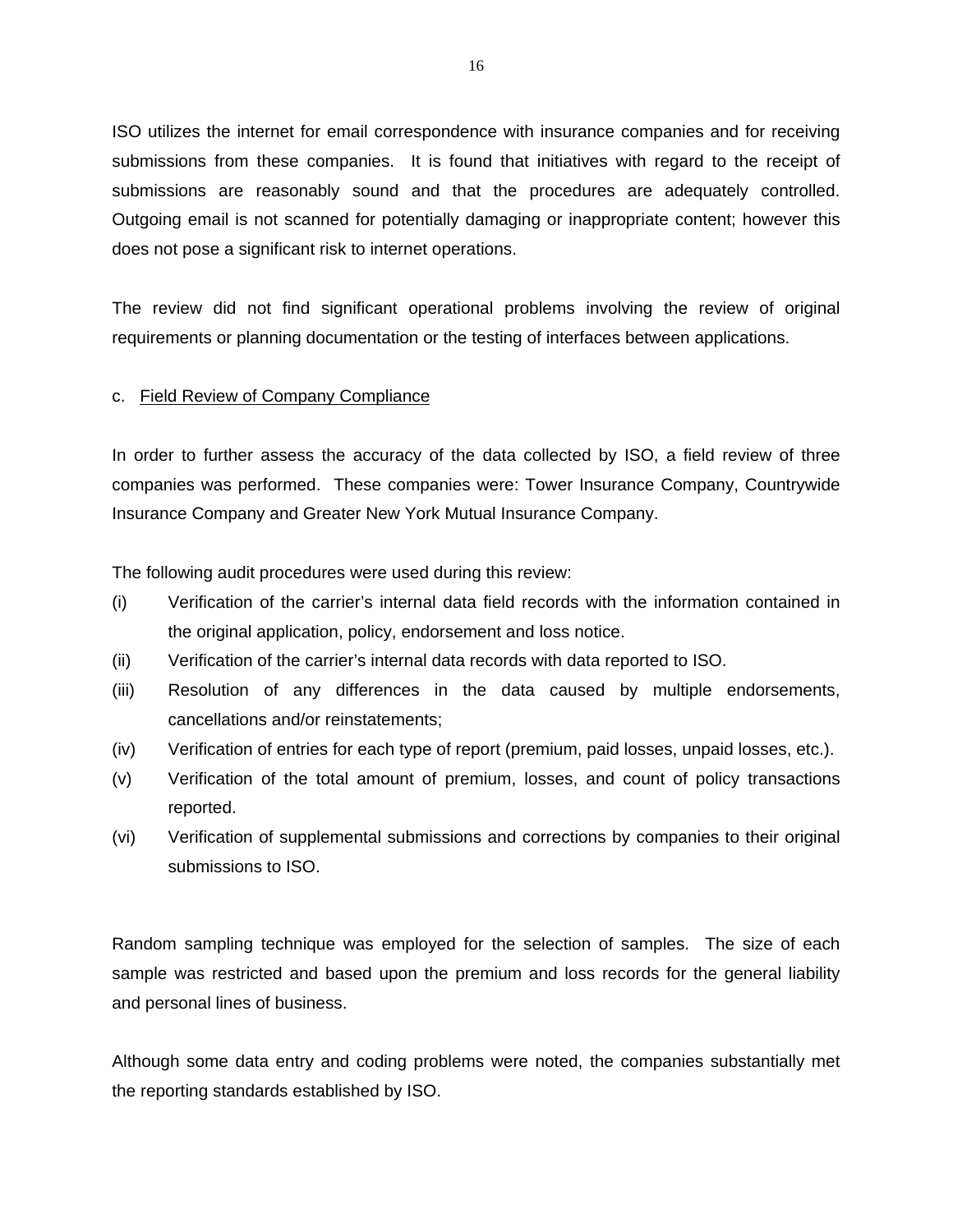ISO utilizes the internet for email correspondence with insurance companies and for receiving submissions from these companies. It is found that initiatives with regard to the receipt of submissions are reasonably sound and that the procedures are adequately controlled. Outgoing email is not scanned for potentially damaging or inappropriate content; however this does not pose a significant risk to internet operations.

The review did not find significant operational problems involving the review of original requirements or planning documentation or the testing of interfaces between applications.

c. Field Review of Company Compliance

In order to further assess the accuracy of the data collected by ISO, a field review of three companies was performed. These companies were: Tower Insurance Company, Countrywide Insurance Company and Greater New York Mutual Insurance Company.

The following audit procedures were used during this review:

(i) Verification of the carrier's internal data field records with the information contained in the original application, policy, endorsement and loss notice.

(ii) Verification of the carrier's internal data records with data reported to ISO.

(iii) Resolution of any differences in the data caused by multiple endorsements, cancellations and/or reinstatements;

(iv) Verification of entries for each type of report (premium, paid losses, unpaid losses, etc.).

(v) Verification of the total amount of premium, losses, and count of policy transactions reported.

(vi) Verification of supplemental submissions and corrections by companies to their original submissions to ISO.

Random sampling technique was employed for the selection of samples. The size of each sample was restricted and based upon the premium and loss records for the general liability and personal lines of business.

Although some data entry and coding problems were noted, the companies substantially met the reporting standards established by ISO.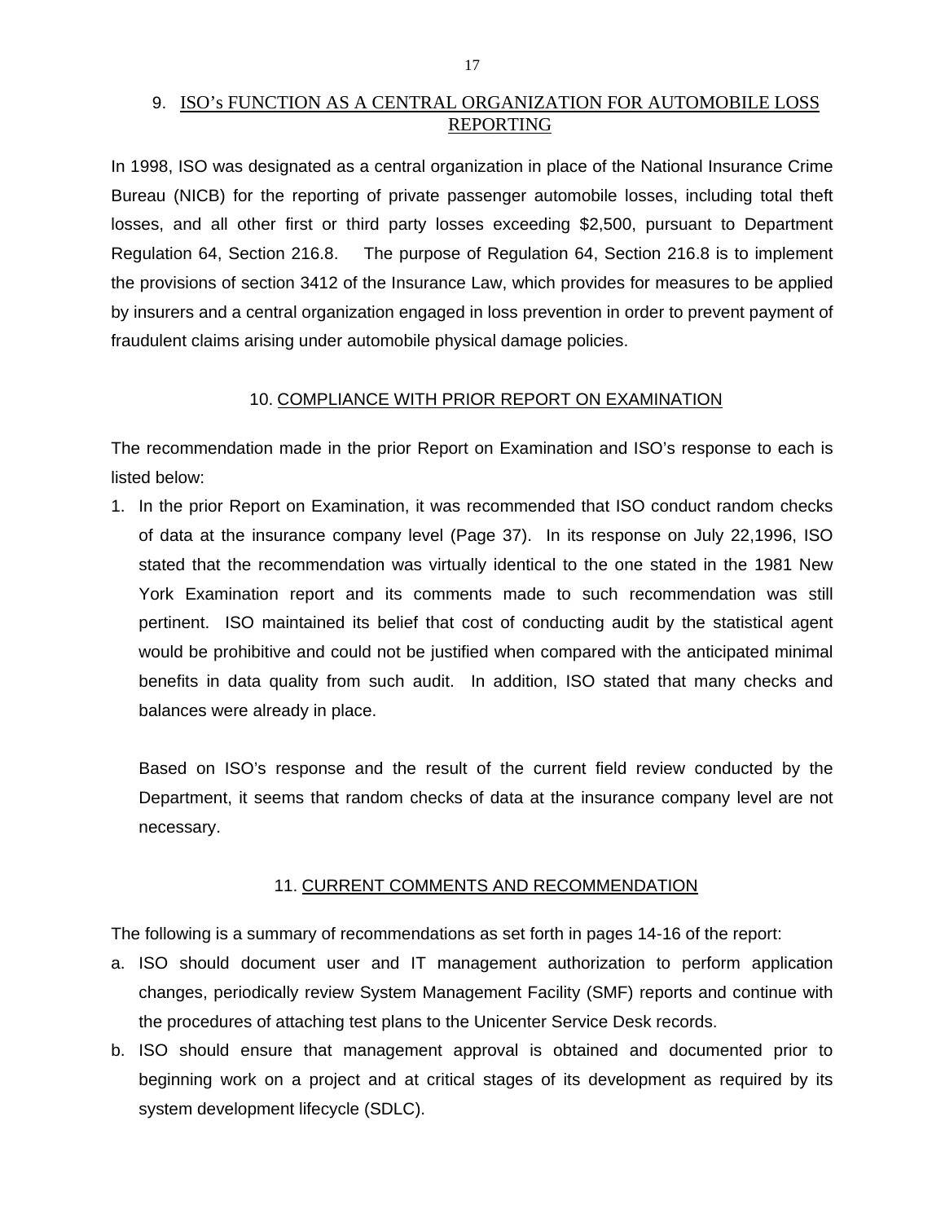## 9. ISO's FUNCTION AS A CENTRAL ORGANIZATION FOR AUTOMOBILE LOSS REPORTING

In 1998, ISO was designated as a central organization in place of the National Insurance Crime Bureau (NICB) for the reporting of private passenger automobile losses, including total theft losses, and all other first or third party losses exceeding $2,500, pursuant to Department Regulation 64, Section 216.8. The purpose of Regulation 64, Section 216.8 is to implement the provisions of section 3412 of the Insurance Law, which provides for measures to be applied by insurers and a central organization engaged in loss prevention in order to prevent payment of fraudulent claims arising under automobile physical damage policies.

## 10. COMPLIANCE WITH PRIOR REPORT ON EXAMINATION

The recommendation made in the prior Report on Examination and ISO's response to each is listed below:

1. In the prior Report on Examination, it was recommended that ISO conduct random checks of data at the insurance company level (Page 37). In its response on July 22,1996, ISO stated that the recommendation was virtually identical to the one stated in the 1981 New York Examination report and its comments made to such recommendation was still pertinent. ISO maintained its belief that cost of conducting audit by the statistical agent would be prohibitive and could not be justified when compared with the anticipated minimal benefits in data quality from such audit. In addition, ISO stated that many checks and balances were already in place.

   Based on ISO's response and the result of the current field review conducted by the Department, it seems that random checks of data at the insurance company level are not necessary.

## 11. CURRENT COMMENTS AND RECOMMENDATION

The following is a summary of recommendations as set forth in pages 14-16 of the report:

a. ISO should document user and IT management authorization to perform application changes, periodically review System Management Facility (SMF) reports and continue with the procedures of attaching test plans to the Unicenter Service Desk records.

b. ISO should ensure that management approval is obtained and documented prior to beginning work on a project and at critical stages of its development as required by its system development lifecycle (SDLC).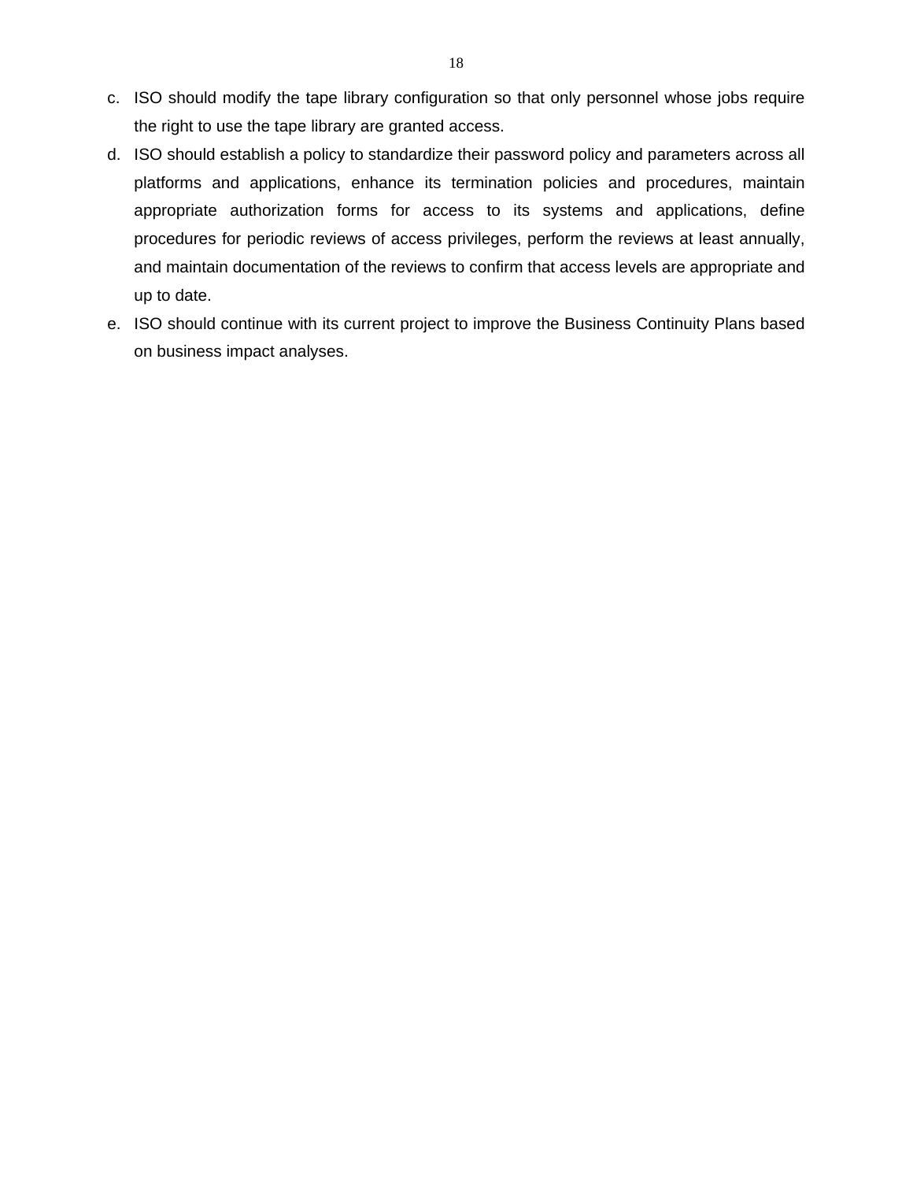c. ISO should modify the tape library configuration so that only personnel whose jobs require the right to use the tape library are granted access.
d. ISO should establish a policy to standardize their password policy and parameters across all platforms and applications, enhance its termination policies and procedures, maintain appropriate authorization forms for access to its systems and applications, define procedures for periodic reviews of access privileges, perform the reviews at least annually, and maintain documentation of the reviews to confirm that access levels are appropriate and up to date.
e. ISO should continue with its current project to improve the Business Continuity Plans based on business impact analyses.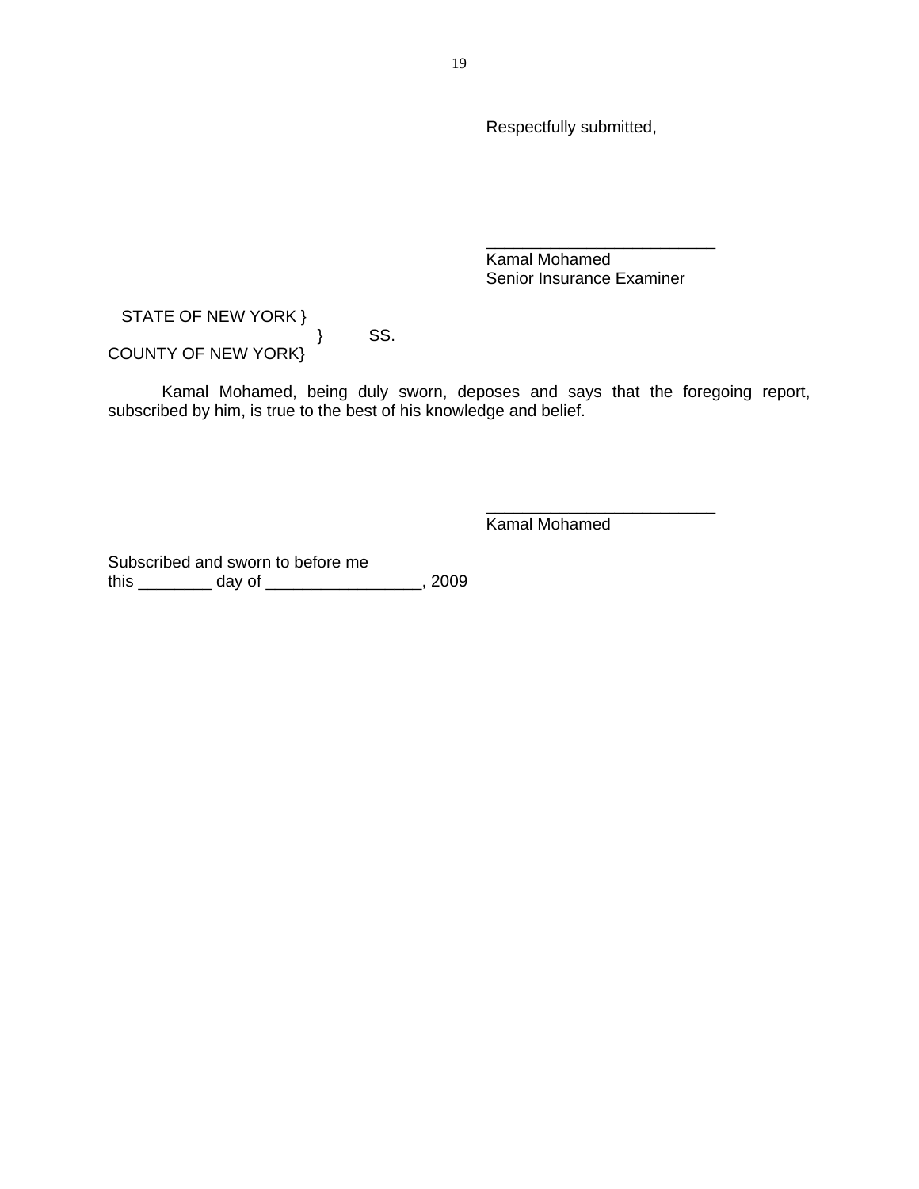Respectfully submitted,

_________________________
Kamal Mohamed
Senior Insurance Examiner

STATE OF NEW YORK }
} SS.
COUNTY OF NEW YORK}

Kamal Mohamed, being duly sworn, deposes and says that the foregoing report, subscribed by him, is true to the best of his knowledge and belief.

_________________________
Kamal Mohamed

Subscribed and sworn to before me
this ________ day of _________________, 2009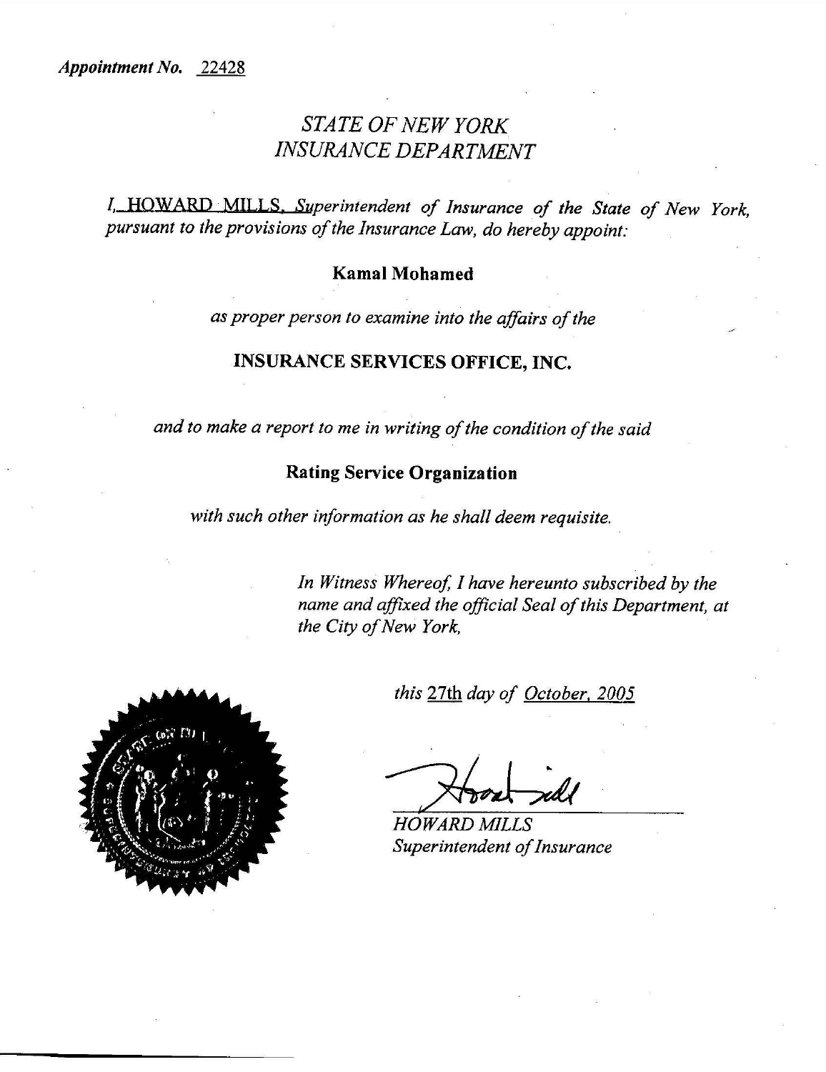*Appointment No.* 22428

# *STATE OF NEW YORK*
# *INSURANCE DEPARTMENT*

*I,* HOWARD MILLS, *Superintendent of Insurance of the State of New York, pursuant to the provisions of the Insurance Law, do hereby appoint:*

**Kamal Mohamed**

*as proper person to examine into the affairs of the*

**INSURANCE SERVICES OFFICE, INC.**

*and to make a report to me in writing of the condition of the said*

**Rating Service Organization**

*with such other information as he shall deem requisite.*

*In Witness Whereof, I have hereunto subscribed by the name and affixed the official Seal of this Department, at the City of New York,*

*this* 27th *day of* *October, 2005*

*HOWARD MILLS*
*Superintendent of Insurance*